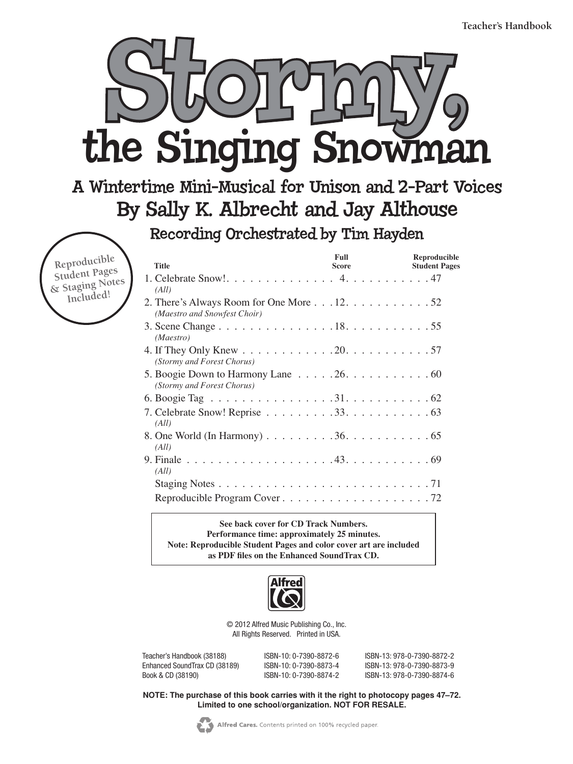Teacher's Handbook

# Stormy, the Singing Snowman

## A Wintertime Mini-Musical for Unison and 2-Part Voices

### By Sally K. Albrecht and Jay Althouse

#### Recording Orchestrated by Tim Hayden

**Reproducible Student Pages & Staging Notes Included!**

| Title | Full Score | Reproducible Student Pages |
|---|---|---|
| 1. Celebrate Snow! *(All)* | 4 | 47 |
| 2. There's Always Room for One More *(Maestro and Snowfest Choir)* | 12 | 52 |
| 3. Scene Change *(Maestro)* | 18 | 55 |
| 4. If They Only Knew *(Stormy and Forest Chorus)* | 20 | 57 |
| 5. Boogie Down to Harmony Lane *(Stormy and Forest Chorus)* | 26 | 60 |
| 6. Boogie Tag | 31 | 62 |
| 7. Celebrate Snow! Reprise *(All)* | 33 | 63 |
| 8. One World (In Harmony) *(All)* | 36 | 65 |
| 9. Finale *(All)* | 43 | 69 |
| Staging Notes | | 71 |
| Reproducible Program Cover | | 72 |

**See back cover for CD Track Numbers.**
**Performance time: approximately 25 minutes.**
**Note: Reproducible Student Pages and color cover art are included as PDF files on the Enhanced SoundTrax CD.**

Alfred

© 2012 Alfred Music Publishing Co., Inc.
All Rights Reserved. Printed in USA.

| | | |
|---|---|---|
| Teacher's Handbook (38188) | ISBN-10: 0-7390-8872-6 | ISBN-13: 978-0-7390-8872-2 |
| Enhanced SoundTrax CD (38189) | ISBN-10: 0-7390-8873-4 | ISBN-13: 978-0-7390-8873-9 |
| Book & CD (38190) | ISBN-10: 0-7390-8874-2 | ISBN-13: 978-0-7390-8874-6 |

**NOTE: The purchase of this book carries with it the right to photocopy pages 47–72. Limited to one school/organization. NOT FOR RESALE.**

Alfred Cares. Contents printed on 100% recycled paper.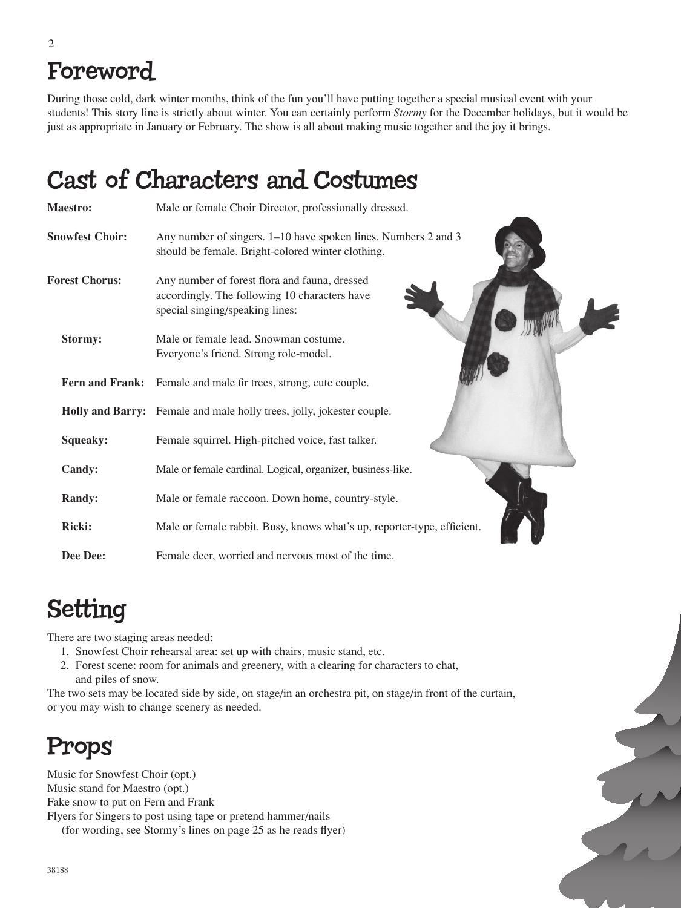# Foreword

During those cold, dark winter months, think of the fun you'll have putting together a special musical event with your students! This story line is strictly about winter. You can certainly perform *Stormy* for the December holidays, but it would be just as appropriate in January or February. The show is all about making music together and the joy it brings.

# Cast of Characters and Costumes

**Maestro:** Male or female Choir Director, professionally dressed.

**Snowfest Choir:** Any number of singers. 1–10 have spoken lines. Numbers 2 and 3 should be female. Bright-colored winter clothing.

**Forest Chorus:** Any number of forest flora and fauna, dressed accordingly. The following 10 characters have special singing/speaking lines:

- **Stormy:** Male or female lead. Snowman costume. Everyone's friend. Strong role-model.
- **Fern and Frank:** Female and male fir trees, strong, cute couple.
- **Holly and Barry:** Female and male holly trees, jolly, jokester couple.
- **Squeaky:** Female squirrel. High-pitched voice, fast talker.
- **Candy:** Male or female cardinal. Logical, organizer, business-like.
- **Randy:** Male or female raccoon. Down home, country-style.
- **Ricki:** Male or female rabbit. Busy, knows what's up, reporter-type, efficient.
- **Dee Dee:** Female deer, worried and nervous most of the time.

# Setting

There are two staging areas needed:

1. Snowfest Choir rehearsal area: set up with chairs, music stand, etc.
2. Forest scene: room for animals and greenery, with a clearing for characters to chat, and piles of snow.

The two sets may be located side by side, on stage/in an orchestra pit, on stage/in front of the curtain, or you may wish to change scenery as needed.

# Props

Music for Snowfest Choir (opt.)
Music stand for Maestro (opt.)
Fake snow to put on Fern and Frank
Flyers for Singers to post using tape or pretend hammer/nails
(for wording, see Stormy's lines on page 25 as he reads flyer)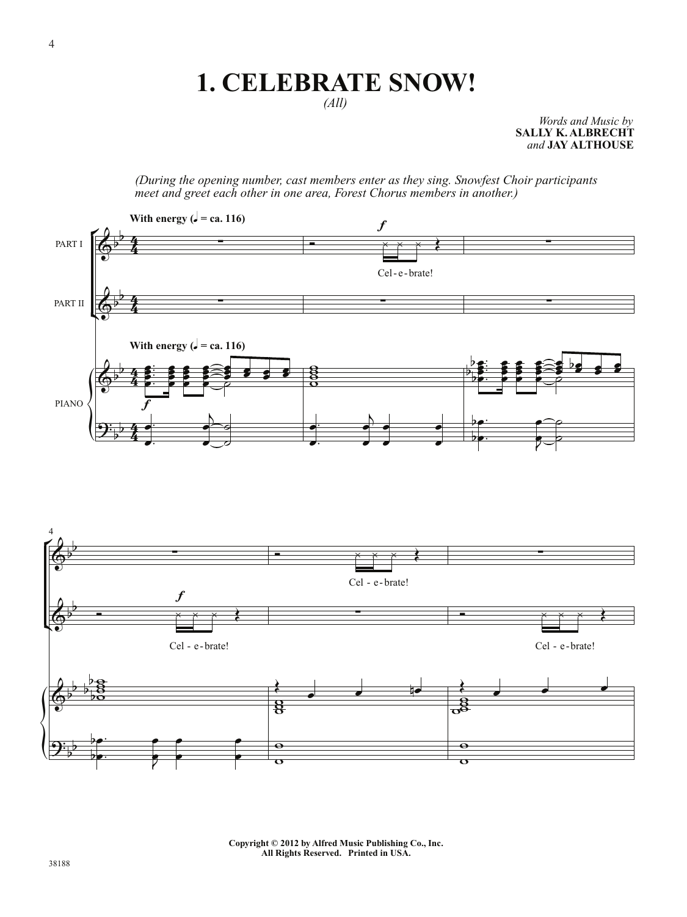# 1. CELEBRATE SNOW!

*(All)*

*Words and Music by*
**SALLY K. ALBRECHT**
*and* **JAY ALTHOUSE**

*(During the opening number, cast members enter as they sing. Snowfest Choir participants meet and greet each other in one area, Forest Chorus members in another.)*

**With energy (♩ = ca. 116)**

PART I: Cel - e - brate! ... Cel - e - brate!

PART II: Cel - e - brate! ... Cel - e - brate!

PIANO

Copyright © 2012 by Alfred Music Publishing Co., Inc.
All Rights Reserved. Printed in USA.

38188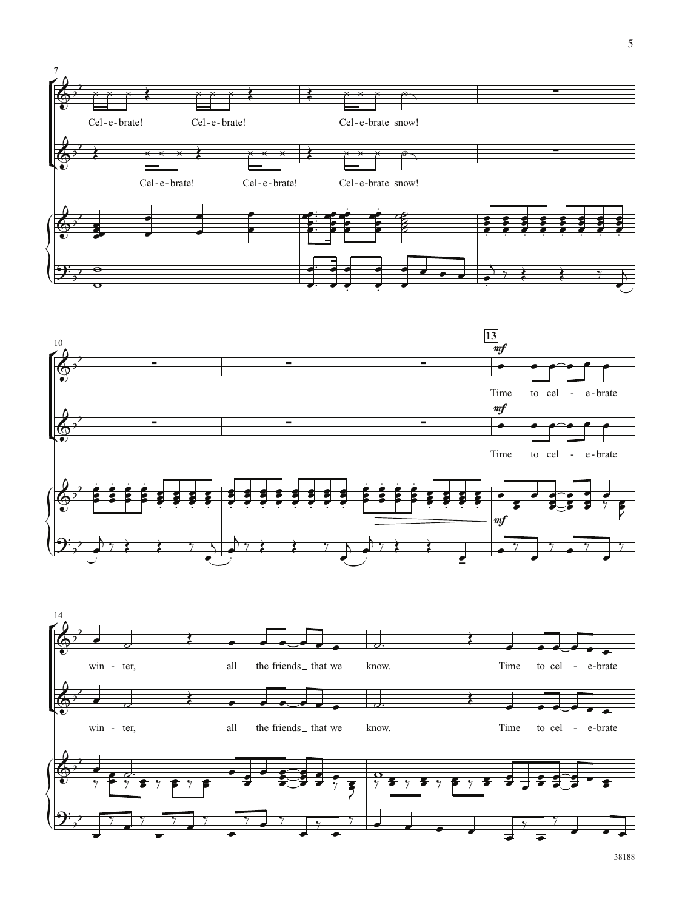Cel-e-brate! Cel-e-brate! Cel-e-brate snow!

Cel-e-brate! Cel-e-brate! Cel-e-brate snow!

**13**

*mf*

Time to cel - e-brate win - ter, all the friends_ that we know. Time to cel - e-brate

*mf*

Time to cel - e-brate win - ter, all the friends_ that we know. Time to cel - e-brate

*mf*